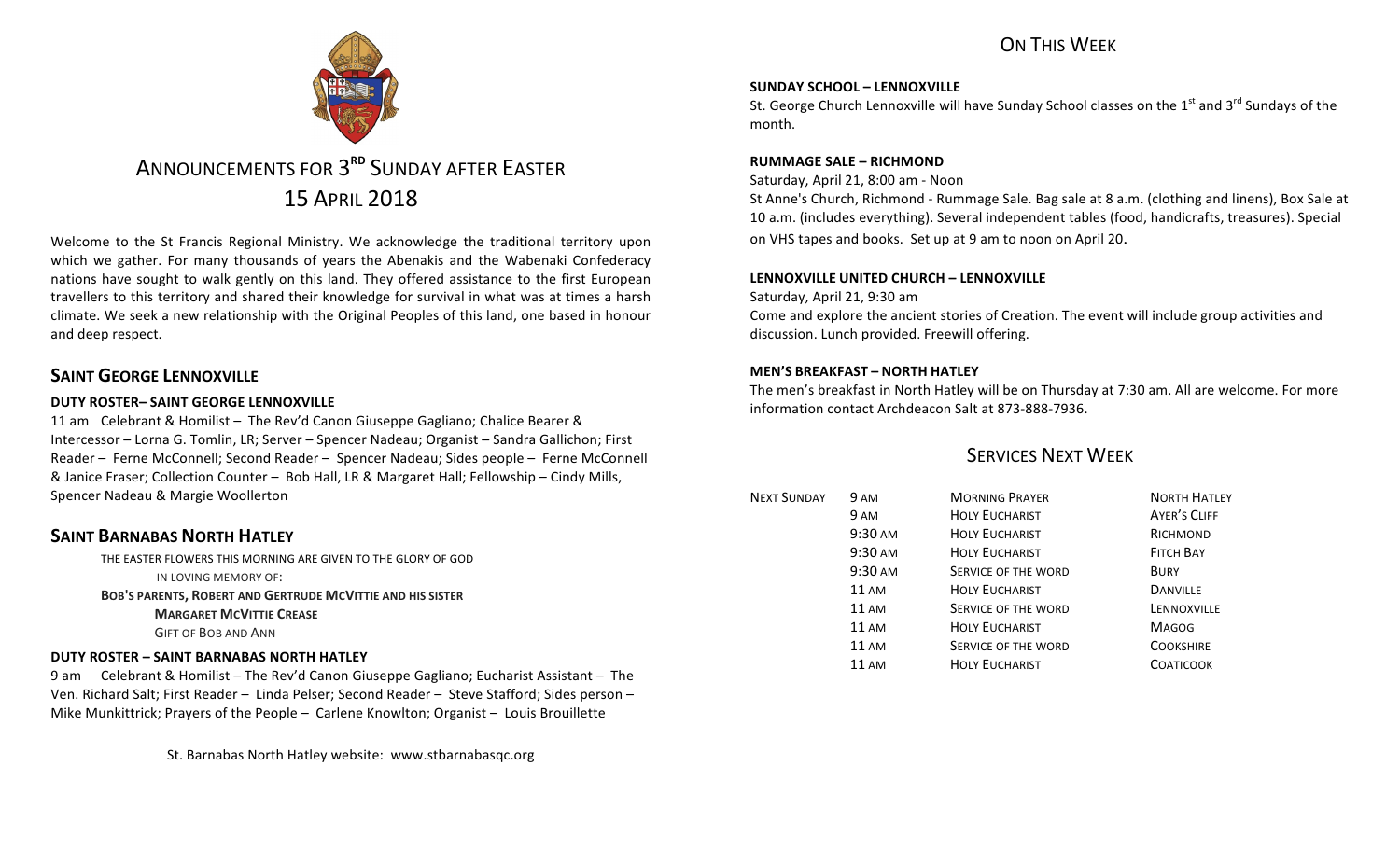# ANNOUNCEMENTS FOR 3RD SUNDAY AFTER EASTER
# 15 APRIL 2018

Welcome to the St Francis Regional Ministry. We acknowledge the traditional territory upon which we gather. For many thousands of years the Abenakis and the Wabenaki Confederacy nations have sought to walk gently on this land. They offered assistance to the first European travellers to this territory and shared their knowledge for survival in what was at times a harsh climate. We seek a new relationship with the Original Peoples of this land, one based in honour and deep respect.

## SAINT GEORGE LENNOXVILLE

### DUTY ROSTER– SAINT GEORGE LENNOXVILLE

11 am Celebrant & Homilist – The Rev'd Canon Giuseppe Gagliano; Chalice Bearer & Intercessor – Lorna G. Tomlin, LR; Server – Spencer Nadeau; Organist – Sandra Gallichon; First Reader – Ferne McConnell; Second Reader – Spencer Nadeau; Sides people – Ferne McConnell & Janice Fraser; Collection Counter – Bob Hall, LR & Margaret Hall; Fellowship – Cindy Mills, Spencer Nadeau & Margie Woollerton

## SAINT BARNABAS NORTH HATLEY

THE EASTER FLOWERS THIS MORNING ARE GIVEN TO THE GLORY OF GOD
IN LOVING MEMORY OF:
**BOB'S PARENTS, ROBERT AND GERTRUDE MCVITTIE AND HIS SISTER**
**MARGARET MCVITTIE CREASE**
GIFT OF BOB AND ANN

### DUTY ROSTER – SAINT BARNABAS NORTH HATLEY

9 am Celebrant & Homilist – The Rev'd Canon Giuseppe Gagliano; Eucharist Assistant – The Ven. Richard Salt; First Reader – Linda Pelser; Second Reader – Steve Stafford; Sides person – Mike Munkittrick; Prayers of the People – Carlene Knowlton; Organist – Louis Brouillette

St. Barnabas North Hatley website: www.stbarnabasqc.org

## ON THIS WEEK

### SUNDAY SCHOOL – LENNOXVILLE

St. George Church Lennoxville will have Sunday School classes on the 1st and 3rd Sundays of the month.

### RUMMAGE SALE – RICHMOND

Saturday, April 21, 8:00 am - Noon
St Anne's Church, Richmond - Rummage Sale. Bag sale at 8 a.m. (clothing and linens), Box Sale at 10 a.m. (includes everything). Several independent tables (food, handicrafts, treasures). Special on VHS tapes and books. Set up at 9 am to noon on April 20.

### LENNOXVILLE UNITED CHURCH – LENNOXVILLE

Saturday, April 21, 9:30 am
Come and explore the ancient stories of Creation. The event will include group activities and discussion. Lunch provided. Freewill offering.

### MEN'S BREAKFAST – NORTH HATLEY

The men's breakfast in North Hatley will be on Thursday at 7:30 am. All are welcome. For more information contact Archdeacon Salt at 873-888-7936.

## SERVICES NEXT WEEK

| | | | |
|---|---|---|---|
| NEXT SUNDAY | 9 AM | MORNING PRAYER | NORTH HATLEY |
| | 9 AM | HOLY EUCHARIST | AYER'S CLIFF |
| | 9:30 AM | HOLY EUCHARIST | RICHMOND |
| | 9:30 AM | HOLY EUCHARIST | FITCH BAY |
| | 9:30 AM | SERVICE OF THE WORD | BURY |
| | 11 AM | HOLY EUCHARIST | DANVILLE |
| | 11 AM | SERVICE OF THE WORD | LENNOXVILLE |
| | 11 AM | HOLY EUCHARIST | MAGOG |
| | 11 AM | SERVICE OF THE WORD | COOKSHIRE |
| | 11 AM | HOLY EUCHARIST | COATICOOK |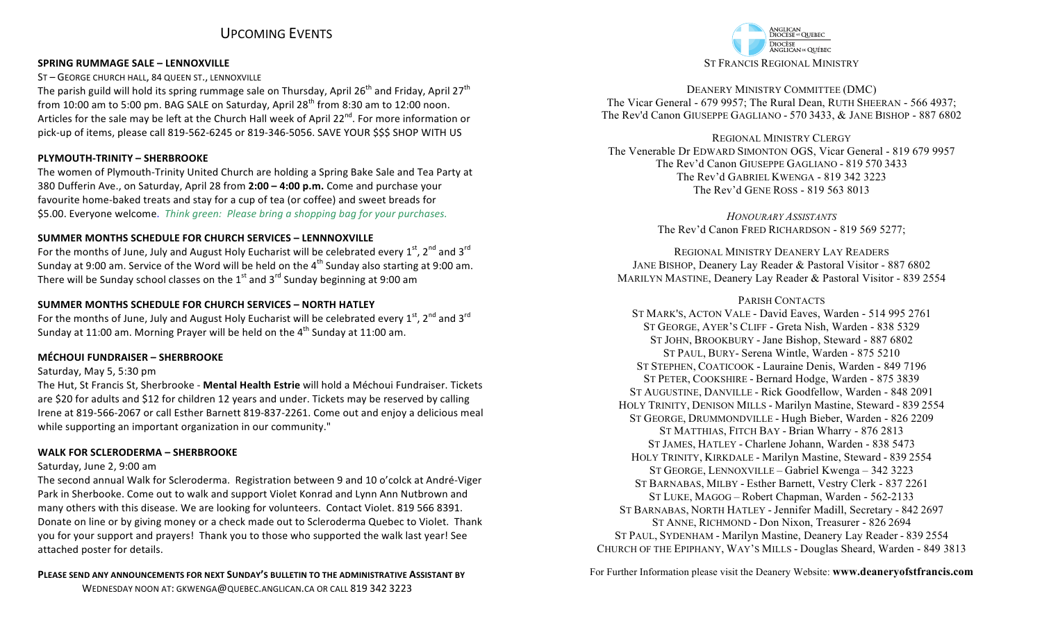# Upcoming Events

### SPRING RUMMAGE SALE – LENNOXVILLE

ST – GEORGE CHURCH HALL, 84 QUEEN ST., LENNOXVILLE

The parish guild will hold its spring rummage sale on Thursday, April 26th and Friday, April 27th from 10:00 am to 5:00 pm. BAG SALE on Saturday, April 28th from 8:30 am to 12:00 noon. Articles for the sale may be left at the Church Hall week of April 22nd. For more information or pick-up of items, please call 819-562-6245 or 819-346-5056. SAVE YOUR $$$ SHOP WITH US

### PLYMOUTH-TRINITY – SHERBROOKE

The women of Plymouth-Trinity United Church are holding a Spring Bake Sale and Tea Party at 380 Dufferin Ave., on Saturday, April 28 from **2:00 – 4:00 p.m.** Come and purchase your favourite home-baked treats and stay for a cup of tea (or coffee) and sweet breads for $5.00. Everyone welcome. *Think green: Please bring a shopping bag for your purchases.*

### SUMMER MONTHS SCHEDULE FOR CHURCH SERVICES – LENNNOXVILLE

For the months of June, July and August Holy Eucharist will be celebrated every 1st, 2nd and 3rd Sunday at 9:00 am. Service of the Word will be held on the 4th Sunday also starting at 9:00 am. There will be Sunday school classes on the 1st and 3rd Sunday beginning at 9:00 am

### SUMMER MONTHS SCHEDULE FOR CHURCH SERVICES – NORTH HATLEY

For the months of June, July and August Holy Eucharist will be celebrated every 1st, 2nd and 3rd Sunday at 11:00 am. Morning Prayer will be held on the 4th Sunday at 11:00 am.

### MÉCHOUI FUNDRAISER – SHERBROOKE

Saturday, May 5, 5:30 pm

The Hut, St Francis St, Sherbrooke - **Mental Health Estrie** will hold a Méchoui Fundraiser. Tickets are $20 for adults and $12 for children 12 years and under. Tickets may be reserved by calling Irene at 819-566-2067 or call Esther Barnett 819-837-2261. Come out and enjoy a delicious meal while supporting an important organization in our community."

### WALK FOR SCLERODERMA – SHERBROOKE

Saturday, June 2, 9:00 am

The second annual Walk for Scleroderma. Registration between 9 and 10 o'colck at André-Viger Park in Sherbooke. Come out to walk and support Violet Konrad and Lynn Ann Nutbrown and many others with this disease. We are looking for volunteers. Contact Violet. 819 566 8391. Donate on line or by giving money or a check made out to Scleroderma Quebec to Violet. Thank you for your support and prayers! Thank you to those who supported the walk last year! See attached poster for details.

**PLEASE SEND ANY ANNOUNCEMENTS FOR NEXT SUNDAY'S BULLETIN TO THE ADMINISTRATIVE ASSISTANT BY** WEDNESDAY NOON AT: GKWENGA@QUEBEC.ANGLICAN.CA OR CALL 819 342 3223

ANGLICAN DIOCESE OF QUEBEC
DIOCÈSE ANGLICAN DE QUÉBEC

ST FRANCIS REGIONAL MINISTRY

DEANERY MINISTRY COMMITTEE (DMC)
The Vicar General - 679 9957; The Rural Dean, RUTH SHEERAN - 566 4937; The Rev'd Canon GIUSEPPE GAGLIANO - 570 3433, & JANE BISHOP - 887 6802

REGIONAL MINISTRY CLERGY
The Venerable Dr EDWARD SIMONTON OGS, Vicar General - 819 679 9957
The Rev'd Canon GIUSEPPE GAGLIANO - 819 570 3433
The Rev'd GABRIEL KWENGA - 819 342 3223
The Rev'd GENE ROSS - 819 563 8013

*HONOURARY ASSISTANTS*
The Rev'd Canon FRED RICHARDSON - 819 569 5277;

REGIONAL MINISTRY DEANERY LAY READERS
JANE BISHOP, Deanery Lay Reader & Pastoral Visitor - 887 6802
MARILYN MASTINE, Deanery Lay Reader & Pastoral Visitor - 839 2554

PARISH CONTACTS
ST MARK'S, ACTON VALE - David Eaves, Warden - 514 995 2761
ST GEORGE, AYER'S CLIFF - Greta Nish, Warden - 838 5329
ST JOHN, BROOKBURY - Jane Bishop, Steward - 887 6802
ST PAUL, BURY- Serena Wintle, Warden - 875 5210
ST STEPHEN, COATICOOK - Lauraine Denis, Warden - 849 7196
ST PETER, COOKSHIRE - Bernard Hodge, Warden - 875 3839
ST AUGUSTINE, DANVILLE - Rick Goodfellow, Warden - 848 2091
HOLY TRINITY, DENISON MILLS - Marilyn Mastine, Steward - 839 2554
ST GEORGE, DRUMMONDVILLE - Hugh Bieber, Warden - 826 2209
ST MATTHIAS, FITCH BAY - Brian Wharry - 876 2813
ST JAMES, HATLEY - Charlene Johann, Warden - 838 5473
HOLY TRINITY, KIRKDALE - Marilyn Mastine, Steward - 839 2554
ST GEORGE, LENNOXVILLE – Gabriel Kwenga – 342 3223
ST BARNABAS, MILBY - Esther Barnett, Vestry Clerk - 837 2261
ST LUKE, MAGOG – Robert Chapman, Warden - 562-2133
ST BARNABAS, NORTH HATLEY - Jennifer Madill, Secretary - 842 2697
ST ANNE, RICHMOND - Don Nixon, Treasurer - 826 2694
ST PAUL, SYDENHAM - Marilyn Mastine, Deanery Lay Reader - 839 2554
CHURCH OF THE EPIPHANY, WAY'S MILLS - Douglas Sheard, Warden - 849 3813

For Further Information please visit the Deanery Website: **www.deaneryofstfrancis.com**